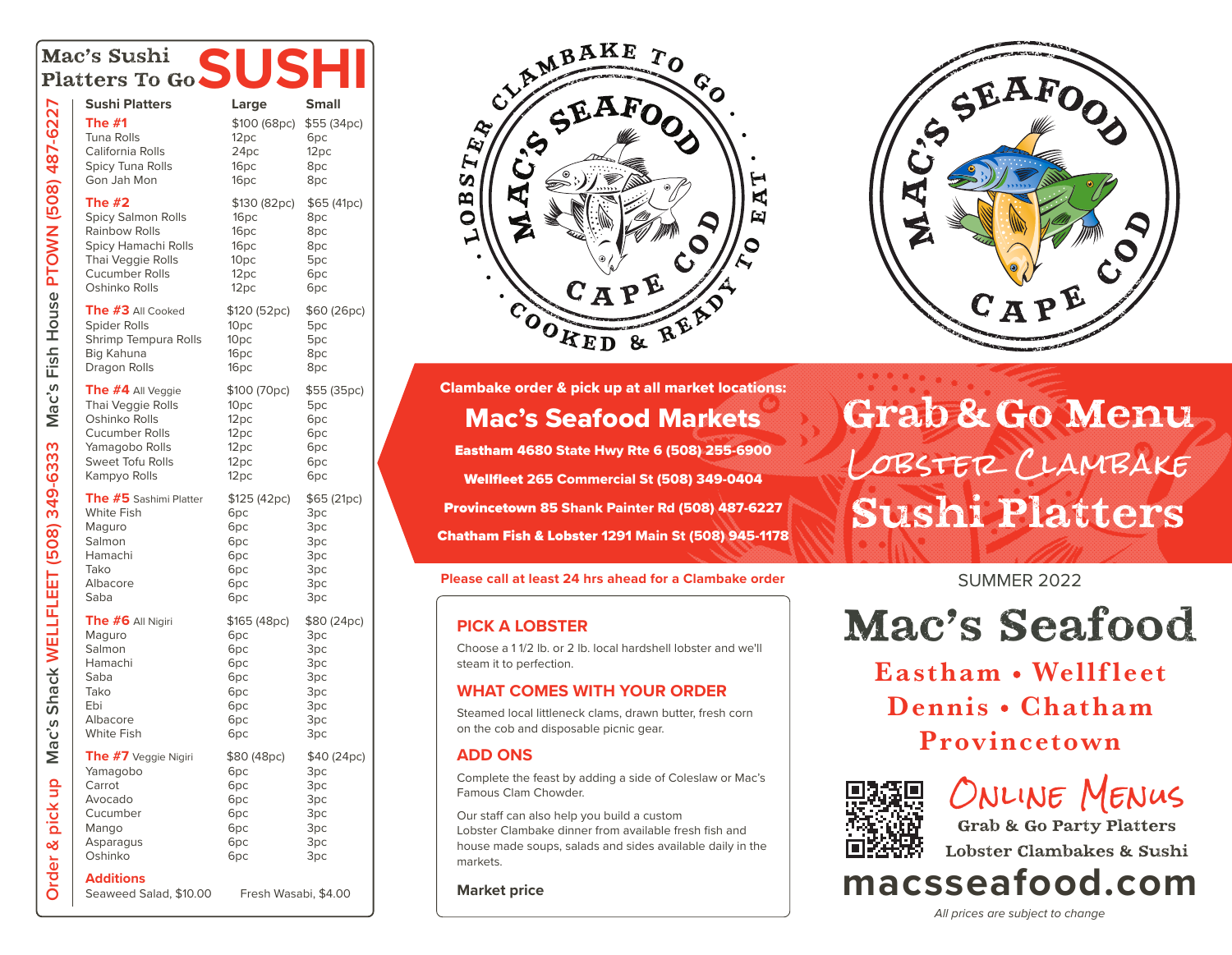# Mac's Sushi Platters To Go SUSHI

Order & pick up Mac's Shack WELLFLEET (508) 349-6333 Mac's Fish House PTOWN (508) 487-6227

| Sushi Platters | Large | Small |
|---|---|---|
| **The #1** | $100 (68pc) | $55 (34pc) |
| Tuna Rolls | 12pc | 6pc |
| California Rolls | 24pc | 12pc |
| Spicy Tuna Rolls | 16pc | 8pc |
| Gon Jah Mon | 16pc | 8pc |
| **The #2** | $130 (82pc) | $65 (41pc) |
| Spicy Salmon Rolls | 16pc | 8pc |
| Rainbow Rolls | 16pc | 8pc |
| Spicy Hamachi Rolls | 16pc | 8pc |
| Thai Veggie Rolls | 10pc | 5pc |
| Cucumber Rolls | 12pc | 6pc |
| Oshinko Rolls | 12pc | 6pc |
| **The #3** All Cooked | $120 (52pc) | $60 (26pc) |
| Spider Rolls | 10pc | 5pc |
| Shrimp Tempura Rolls | 10pc | 5pc |
| Big Kahuna | 16pc | 8pc |
| Dragon Rolls | 16pc | 8pc |
| **The #4** All Veggie | $100 (70pc) | $55 (35pc) |
| Thai Veggie Rolls | 10pc | 5pc |
| Oshinko Rolls | 12pc | 6pc |
| Cucumber Rolls | 12pc | 6pc |
| Yamagobo Rolls | 12pc | 6pc |
| Sweet Tofu Rolls | 12pc | 6pc |
| Kampyo Rolls | 12pc | 6pc |
| **The #5** Sashimi Platter | $125 (42pc) | $65 (21pc) |
| White Fish | 6pc | 3pc |
| Maguro | 6pc | 3pc |
| Salmon | 6pc | 3pc |
| Hamachi | 6pc | 3pc |
| Tako | 6pc | 3pc |
| Albacore | 6pc | 3pc |
| Saba | 6pc | 3pc |
| **The #6** All Nigiri | $165 (48pc) | $80 (24pc) |
| Maguro | 6pc | 3pc |
| Salmon | 6pc | 3pc |
| Hamachi | 6pc | 3pc |
| Saba | 6pc | 3pc |
| Tako | 6pc | 3pc |
| Ebi | 6pc | 3pc |
| Albacore | 6pc | 3pc |
| White Fish | 6pc | 3pc |
| **The #7** Veggie Nigiri | $80 (48pc) | $40 (24pc) |
| Yamagobo | 6pc | 3pc |
| Carrot | 6pc | 3pc |
| Avocado | 6pc | 3pc |
| Cucumber | 6pc | 3pc |
| Mango | 6pc | 3pc |
| Asparagus | 6pc | 3pc |
| Oshinko | 6pc | 3pc |

**Additions**

Seaweed Salad, $10.00 Fresh Wasabi, $4.00

Lobster Clambake To Go • Cooked & Ready To Eat • Mac's Seafood Cape Cod

Mac's Seafood Cape Cod

**Clambake order & pick up at all market locations:**

## Mac's Seafood Markets

**Eastham 4680 State Hwy Rte 6 (508) 255-6900**

**Wellfleet 265 Commercial St (508) 349-0404**

**Provincetown 85 Shank Painter Rd (508) 487-6227**

**Chatham Fish & Lobster 1291 Main St (508) 945-1178**

**Please call at least 24 hrs ahead for a Clambake order**

### PICK A LOBSTER

Choose a 1 1/2 lb. or 2 lb. local hardshell lobster and we'll steam it to perfection.

### WHAT COMES WITH YOUR ORDER

Steamed local littleneck clams, drawn butter, fresh corn on the cob and disposable picnic gear.

### ADD ONS

Complete the feast by adding a side of Coleslaw or Mac's Famous Clam Chowder.

Our staff can also help you build a custom Lobster Clambake dinner from available fresh fish and house made soups, salads and sides available daily in the markets.

**Market price**

# Grab & Go Menu
## Lobster Clambake
## Sushi Platters

SUMMER 2022

# Mac's Seafood

**Eastham • Wellfleet**
**Dennis • Chatham**
**Provincetown**

## Online Menus

**Grab & Go Party Platters**
**Lobster Clambakes & Sushi**

# macsseafood.com

*All prices are subject to change*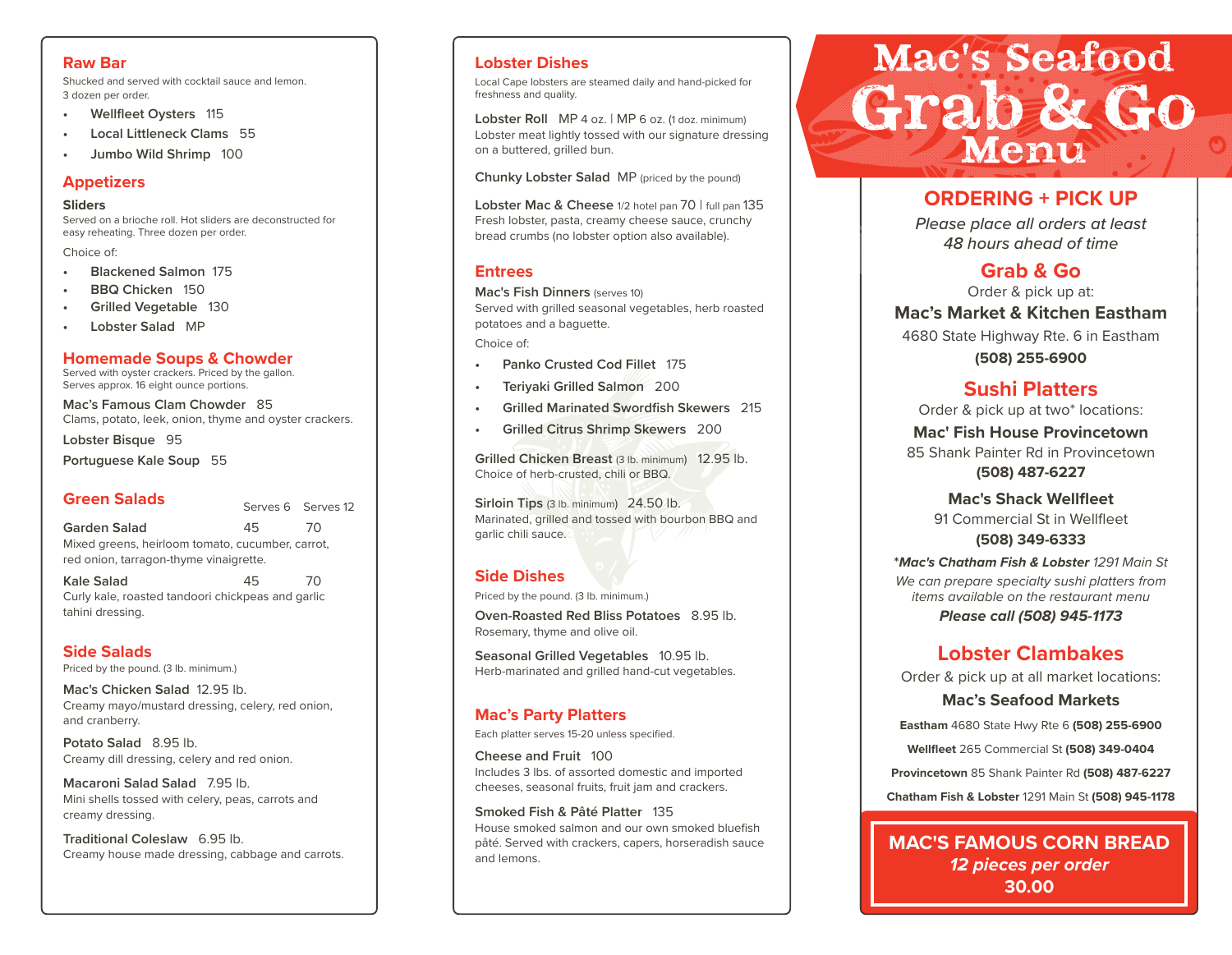## Raw Bar

Shucked and served with cocktail sauce and lemon.
3 dozen per order.

- **Wellfleet Oysters** 115
- **Local Littleneck Clams** 55
- **Jumbo Wild Shrimp** 100

## Appetizers

**Sliders**
Served on a brioche roll. Hot sliders are deconstructed for easy reheating. Three dozen per order.

Choice of:

- **Blackened Salmon** 175
- **BBQ Chicken** 150
- **Grilled Vegetable** 130
- **Lobster Salad** MP

## Homemade Soups & Chowder

Served with oyster crackers. Priced by the gallon.
Serves approx. 16 eight ounce portions.

**Mac's Famous Clam Chowder** 85
Clams, potato, leek, onion, thyme and oyster crackers.

**Lobster Bisque** 95

**Portuguese Kale Soup** 55

## Green Salads

| | Serves 6 | Serves 12 |
|---|---|---|
| **Garden Salad** | 45 | 70 |
| **Kale Salad** | 45 | 70 |

**Garden Salad**: Mixed greens, heirloom tomato, cucumber, carrot, red onion, tarragon-thyme vinaigrette.

**Kale Salad**: Curly kale, roasted tandoori chickpeas and garlic tahini dressing.

## Side Salads

Priced by the pound. (3 lb. minimum.)

**Mac's Chicken Salad** 12.95 lb.
Creamy mayo/mustard dressing, celery, red onion, and cranberry.

**Potato Salad** 8.95 lb.
Creamy dill dressing, celery and red onion.

**Macaroni Salad Salad** 7.95 lb.
Mini shells tossed with celery, peas, carrots and creamy dressing.

**Traditional Coleslaw** 6.95 lb.
Creamy house made dressing, cabbage and carrots.

## Lobster Dishes

Local Cape lobsters are steamed daily and hand-picked for freshness and quality.

**Lobster Roll** MP 4 oz. | MP 6 oz. (1 doz. minimum)
Lobster meat lightly tossed with our signature dressing on a buttered, grilled bun.

**Chunky Lobster Salad** MP (priced by the pound)

**Lobster Mac & Cheese** 1/2 hotel pan 70 | full pan 135
Fresh lobster, pasta, creamy cheese sauce, crunchy bread crumbs (no lobster option also available).

## Entrees

**Mac's Fish Dinners** (serves 10)
Served with grilled seasonal vegetables, herb roasted potatoes and a baguette.

Choice of:

- **Panko Crusted Cod Fillet** 175
- **Teriyaki Grilled Salmon** 200
- **Grilled Marinated Swordfish Skewers** 215
- **Grilled Citrus Shrimp Skewers** 200

**Grilled Chicken Breast** (3 lb. minimum) 12.95 lb.
Choice of herb-crusted, chili or BBQ.

**Sirloin Tips** (3 lb. minimum) 24.50 lb.
Marinated, grilled and tossed with bourbon BBQ and garlic chili sauce.

## Side Dishes

Priced by the pound. (3 lb. minimum.)

**Oven-Roasted Red Bliss Potatoes** 8.95 lb.
Rosemary, thyme and olive oil.

**Seasonal Grilled Vegetables** 10.95 lb.
Herb-marinated and grilled hand-cut vegetables.

## Mac's Party Platters

Each platter serves 15-20 unless specified.

**Cheese and Fruit** 100
Includes 3 lbs. of assorted domestic and imported cheeses, seasonal fruits, fruit jam and crackers.

**Smoked Fish & Pâté Platter** 135
House smoked salmon and our own smoked bluefish pâté. Served with crackers, capers, horseradish sauce and lemons.

# Mac's Seafood Grab & Go Menu

## ORDERING + PICK UP

*Please place all orders at least 48 hours ahead of time*

## Grab & Go

Order & pick up at:

**Mac's Market & Kitchen Eastham**
4680 State Highway Rte. 6 in Eastham
**(508) 255-6900**

## Sushi Platters

Order & pick up at two* locations:

**Mac' Fish House Provincetown**
85 Shank Painter Rd in Provincetown
**(508) 487-6227**

**Mac's Shack Wellfleet**
91 Commercial St in Wellfleet
**(508) 349-6333**

*\*Mac's Chatham Fish & Lobster 1291 Main St*
*We can prepare specialty sushi platters from items available on the restaurant menu*
***Please call (508) 945-1173***

## Lobster Clambakes

Order & pick up at all market locations:

**Mac's Seafood Markets**

**Eastham** 4680 State Hwy Rte 6 **(508) 255-6900**

**Wellfleet** 265 Commercial St **(508) 349-0404**

**Provincetown** 85 Shank Painter Rd **(508) 487-6227**

**Chatham Fish & Lobster** 1291 Main St **(508) 945-1178**

**MAC'S FAMOUS CORN BREAD**
*12 pieces per order*
**30.00**